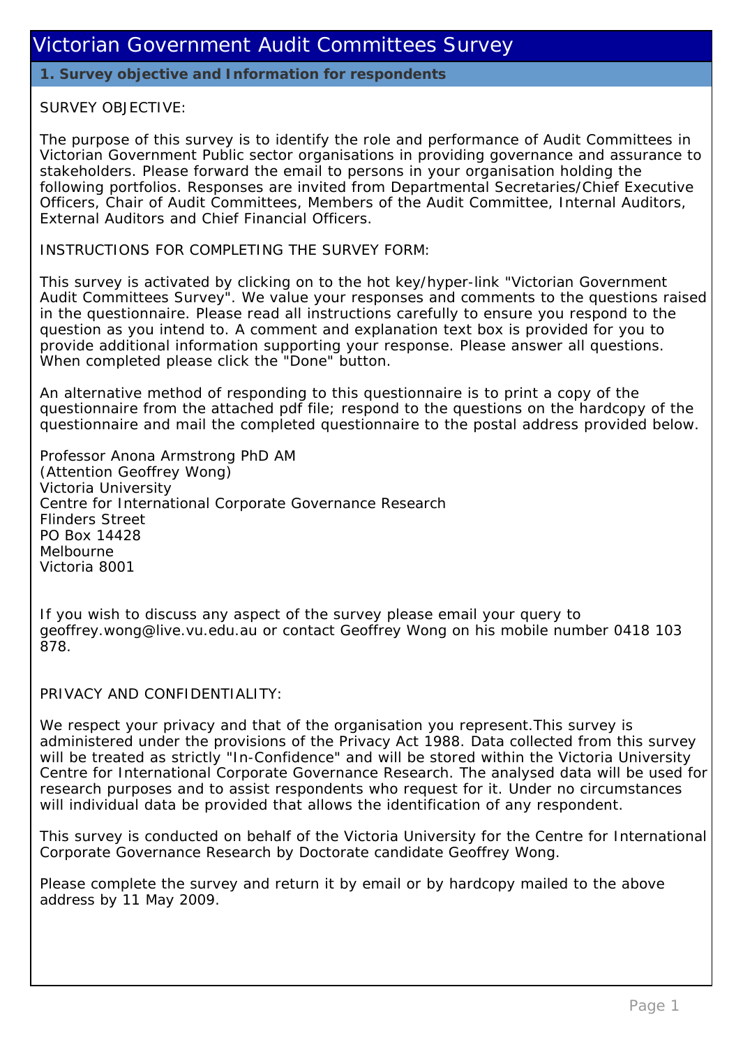# Victorian Government Audit Committees Survey

## 1. Survey objective and Information for respondents

SURVEY OBJECTIVE:

The purpose of this survey is to identify the role and performance of Audit Committees in Victorian Government Public sector organisations in providing governance and assurance to stakeholders. Please forward the email to persons in your organisation holding the following portfolios. Responses are invited from Departmental Secretaries/Chief Executive Officers, Chair of Audit Committees, Members of the Audit Committee, Internal Auditors, External Auditors and Chief Financial Officers.

INSTRUCTIONS FOR COMPLETING THE SURVEY FORM:

This survey is activated by clicking on to the hot key/hyper-link "Victorian Government Audit Committees Survey". We value your responses and comments to the questions raised in the questionnaire. Please read all instructions carefully to ensure you respond to the question as you intend to. A comment and explanation text box is provided for you to provide additional information supporting your response. Please answer all questions. When completed please click the "Done" button.

An alternative method of responding to this questionnaire is to print a copy of the questionnaire from the attached pdf file; respond to the questions on the hardcopy of the questionnaire and mail the completed questionnaire to the postal address provided below.

Professor Anona Armstrong PhD AM
(Attention Geoffrey Wong)
Victoria University
Centre for International Corporate Governance Research
Flinders Street
PO Box 14428
Melbourne
Victoria 8001

If you wish to discuss any aspect of the survey please email your query to geoffrey.wong@live.vu.edu.au or contact Geoffrey Wong on his mobile number 0418 103 878.

PRIVACY AND CONFIDENTIALITY:

We respect your privacy and that of the organisation you represent.This survey is administered under the provisions of the Privacy Act 1988. Data collected from this survey will be treated as strictly "In-Confidence" and will be stored within the Victoria University Centre for International Corporate Governance Research. The analysed data will be used for research purposes and to assist respondents who request for it. Under no circumstances will individual data be provided that allows the identification of any respondent.

This survey is conducted on behalf of the Victoria University for the Centre for International Corporate Governance Research by Doctorate candidate Geoffrey Wong.

Please complete the survey and return it by email or by hardcopy mailed to the above address by 11 May 2009.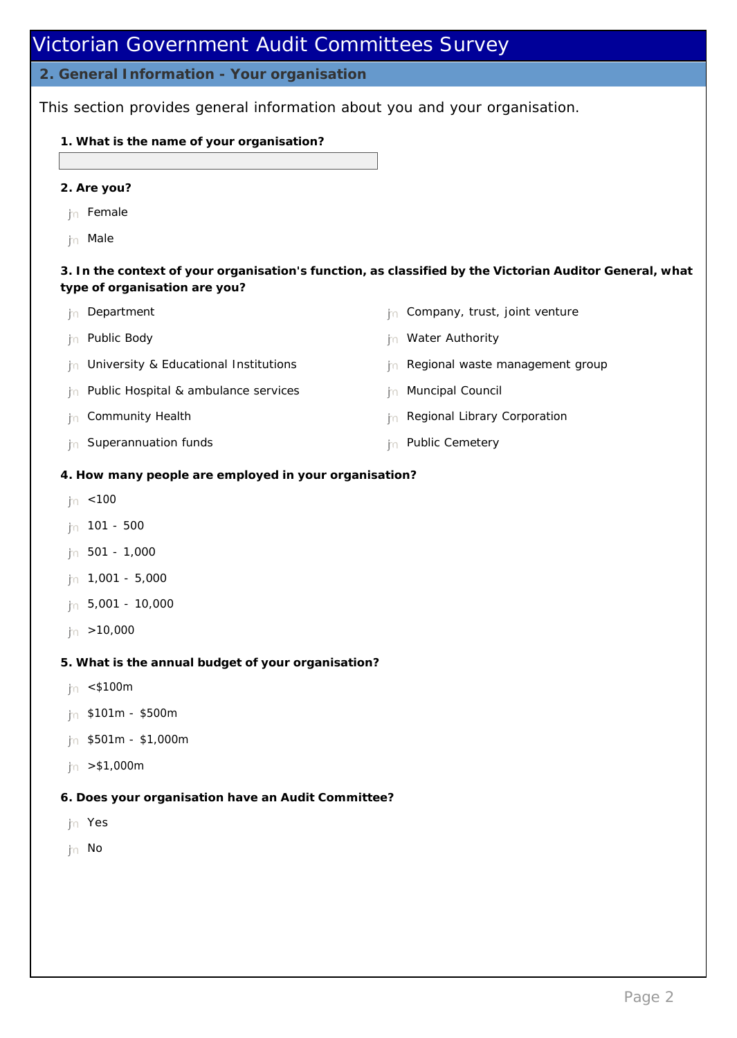# Victorian Government Audit Committees Survey

## 2. General Information - Your organisation

This section provides general information about you and your organisation.

**1. What is the name of your organisation?**

**2. Are you?**

- Female
- Male

**3. In the context of your organisation's function, as classified by the Victorian Auditor General, what type of organisation are you?**

- Department
- Public Body
- University & Educational Institutions
- Public Hospital & ambulance services
- Community Health
- Superannuation funds
- Company, trust, joint venture
- Water Authority
- Regional waste management group
- Muncipal Council
- Regional Library Corporation
- Public Cemetery

**4. How many people are employed in your organisation?**

- <100
- 101 - 500
- 501 - 1,000
- 1,001 - 5,000
- 5,001 - 10,000
- >10,000

**5. What is the annual budget of your organisation?**

- <$100m
- $101m - $500m
- $501m - $1,000m
- >$1,000m

**6. Does your organisation have an Audit Committee?**

- Yes
- No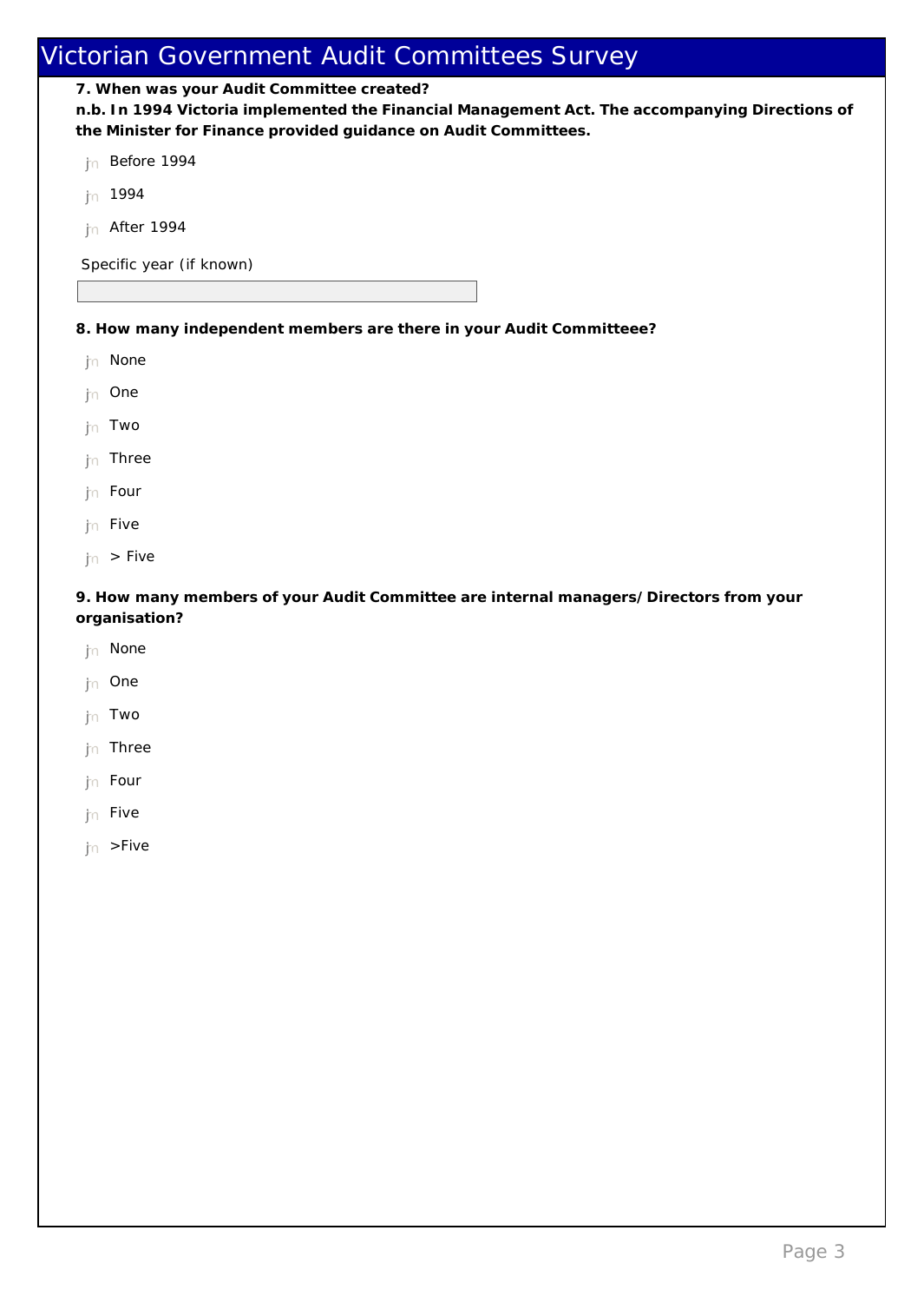# Victorian Government Audit Committees Survey

**7. When was your Audit Committee created?**
**n.b. In 1994 Victoria implemented the Financial Management Act. The accompanying Directions of the Minister for Finance provided guidance on Audit Committees.**

- Before 1994
- 1994
- After 1994

Specific year (if known)

**8. How many independent members are there in your Audit Committeee?**

- None
- One
- Two
- Three
- Four
- Five
- > Five

**9. How many members of your Audit Committee are internal managers/Directors from your organisation?**

- None
- One
- Two
- Three
- Four
- Five
- >Five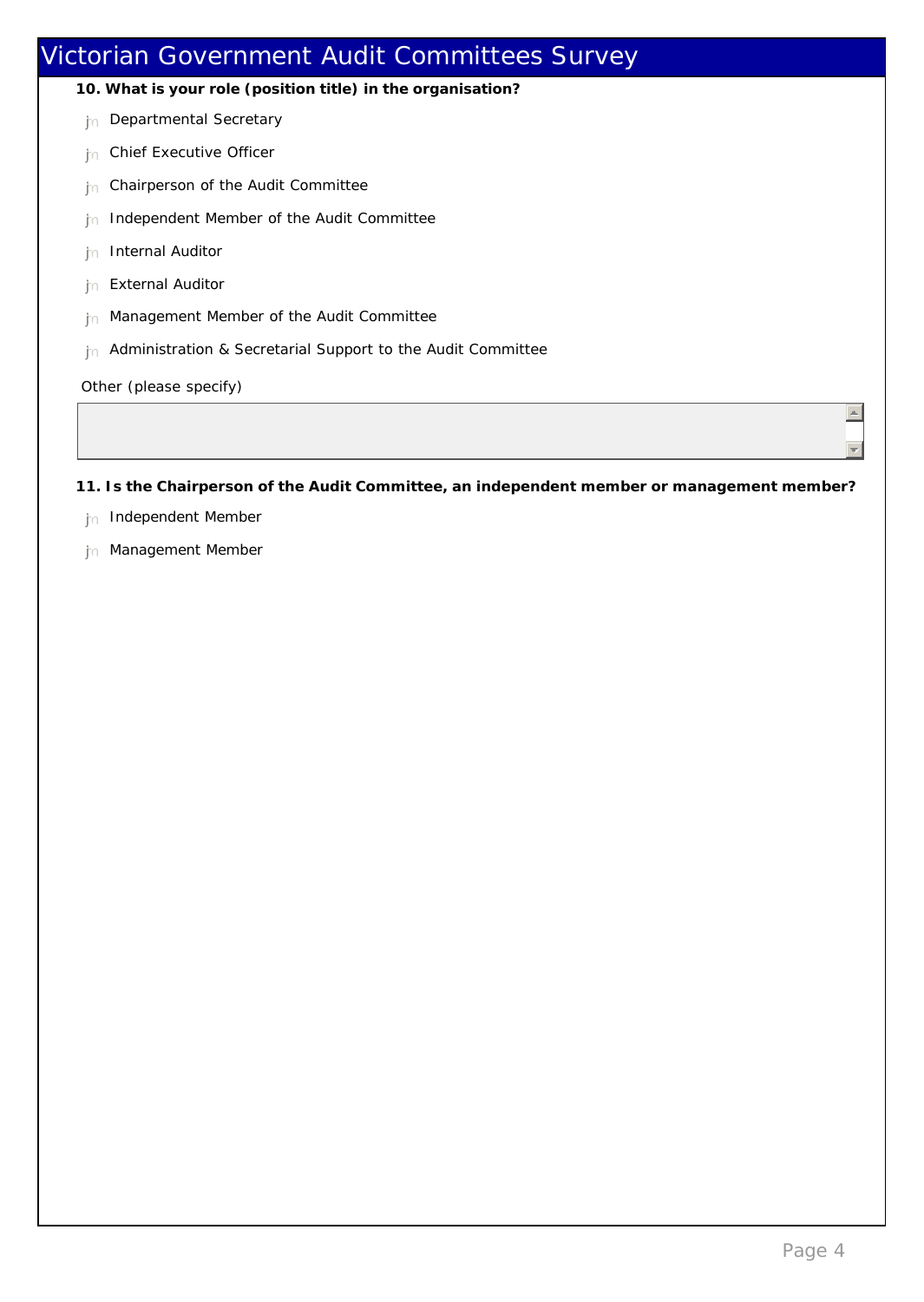# Victorian Government Audit Committees Survey

**10. What is your role (position title) in the organisation?**

- Departmental Secretary
- Chief Executive Officer
- Chairperson of the Audit Committee
- Independent Member of the Audit Committee
- Internal Auditor
- External Auditor
- Management Member of the Audit Committee
- Administration & Secretarial Support to the Audit Committee

Other (please specify)

**11. Is the Chairperson of the Audit Committee, an independent member or management member?**

- Independent Member
- Management Member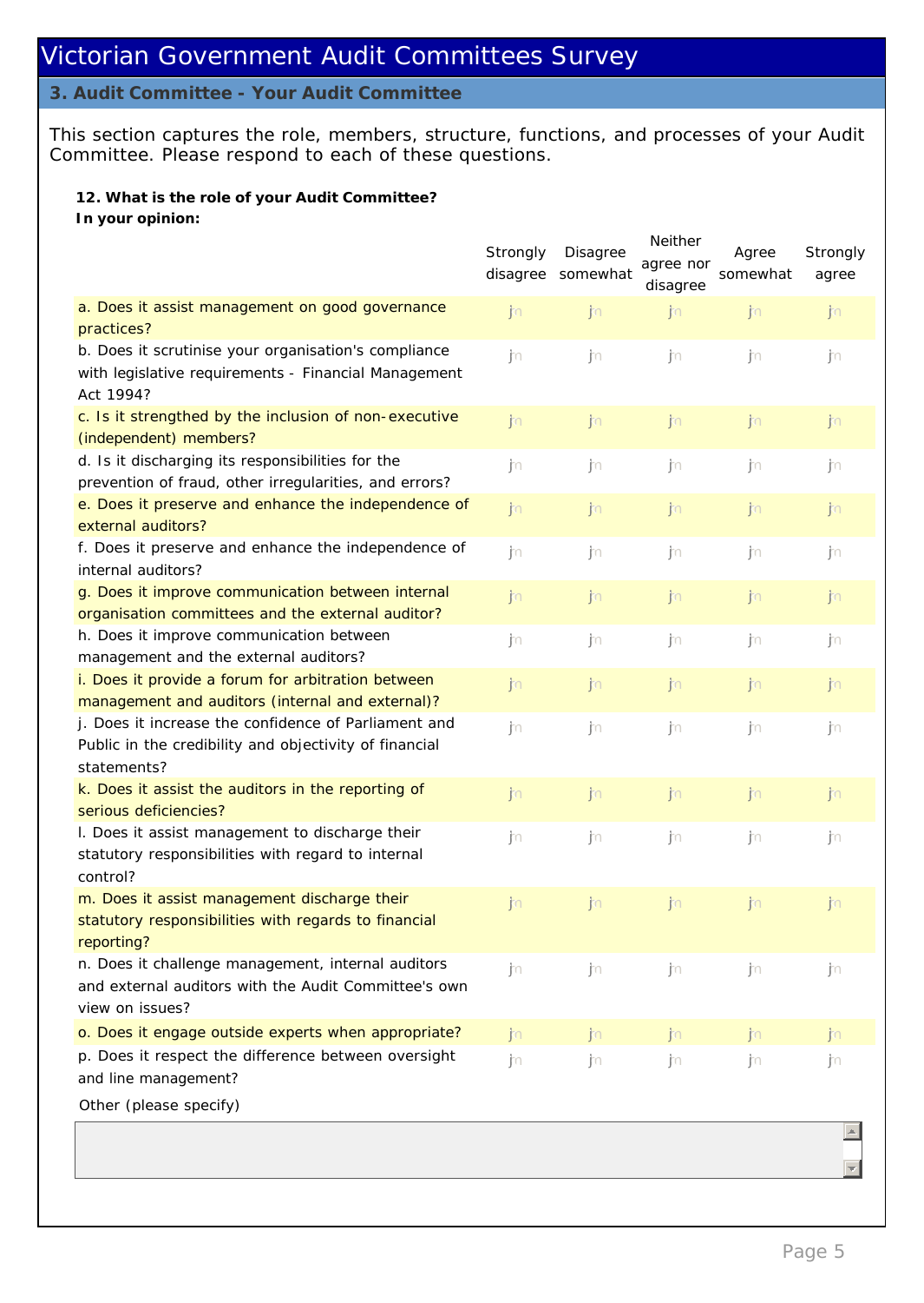# Victorian Government Audit Committees Survey

## 3. Audit Committee - Your Audit Committee

This section captures the role, members, structure, functions, and processes of your Audit Committee. Please respond to each of these questions.

**12. What is the role of your Audit Committee?**
**In your opinion:**

| | Strongly disagree | Disagree somewhat | Neither agree nor disagree | Agree somewhat | Strongly agree |
|---|---|---|---|---|---|
| a. Does it assist management on good governance practices? | | | | | |
| b. Does it scrutinise your organisation's compliance with legislative requirements - Financial Management Act 1994? | | | | | |
| c. Is it strengthed by the inclusion of non-executive (independent) members? | | | | | |
| d. Is it discharging its responsibilities for the prevention of fraud, other irregularities, and errors? | | | | | |
| e. Does it preserve and enhance the independence of external auditors? | | | | | |
| f. Does it preserve and enhance the independence of internal auditors? | | | | | |
| g. Does it improve communication between internal organisation committees and the external auditor? | | | | | |
| h. Does it improve communication between management and the external auditors? | | | | | |
| i. Does it provide a forum for arbitration between management and auditors (internal and external)? | | | | | |
| j. Does it increase the confidence of Parliament and Public in the credibility and objectivity of financial statements? | | | | | |
| k. Does it assist the auditors in the reporting of serious deficiencies? | | | | | |
| l. Does it assist management to discharge their statutory responsibilities with regard to internal control? | | | | | |
| m. Does it assist management discharge their statutory responsibilities with regards to financial reporting? | | | | | |
| n. Does it challenge management, internal auditors and external auditors with the Audit Committee's own view on issues? | | | | | |
| o. Does it engage outside experts when appropriate? | | | | | |
| p. Does it respect the difference between oversight and line management? | | | | | |

Other (please specify)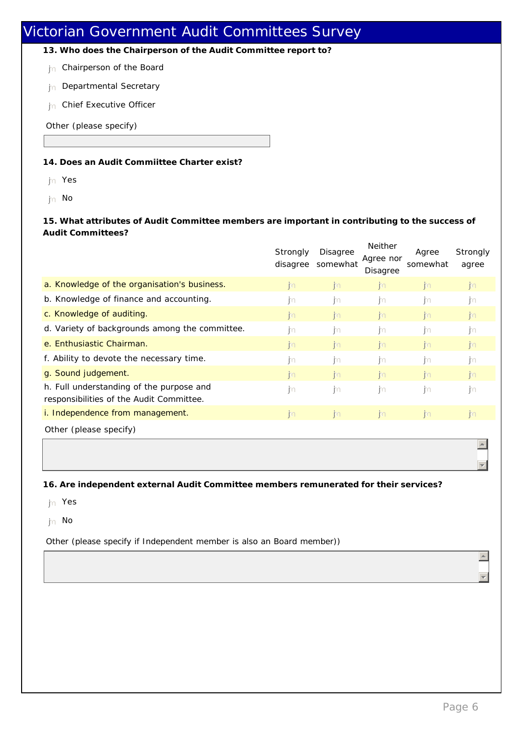# Victorian Government Audit Committees Survey

**13. Who does the Chairperson of the Audit Committee report to?**

- Chairperson of the Board
- Departmental Secretary
- Chief Executive Officer

Other (please specify)

**14. Does an Audit Commiittee Charter exist?**

- Yes
- No

**15. What attributes of Audit Committee members are important in contributing to the success of Audit Committees?**

| | Strongly disagree | Disagree somewhat | Neither Agree nor Disagree | Agree somewhat | Strongly agree |
|---|---|---|---|---|---|
| a. Knowledge of the organisation's business. | | | | | |
| b. Knowledge of finance and accounting. | | | | | |
| c. Knowledge of auditing. | | | | | |
| d. Variety of backgrounds among the committee. | | | | | |
| e. Enthusiastic Chairman. | | | | | |
| f. Ability to devote the necessary time. | | | | | |
| g. Sound judgement. | | | | | |
| h. Full understanding of the purpose and responsibilities of the Audit Committee. | | | | | |
| i. Independence from management. | | | | | |

Other (please specify)

**16. Are independent external Audit Committee members remunerated for their services?**

- Yes
- No

Other (please specify if Independent member is also an Board member))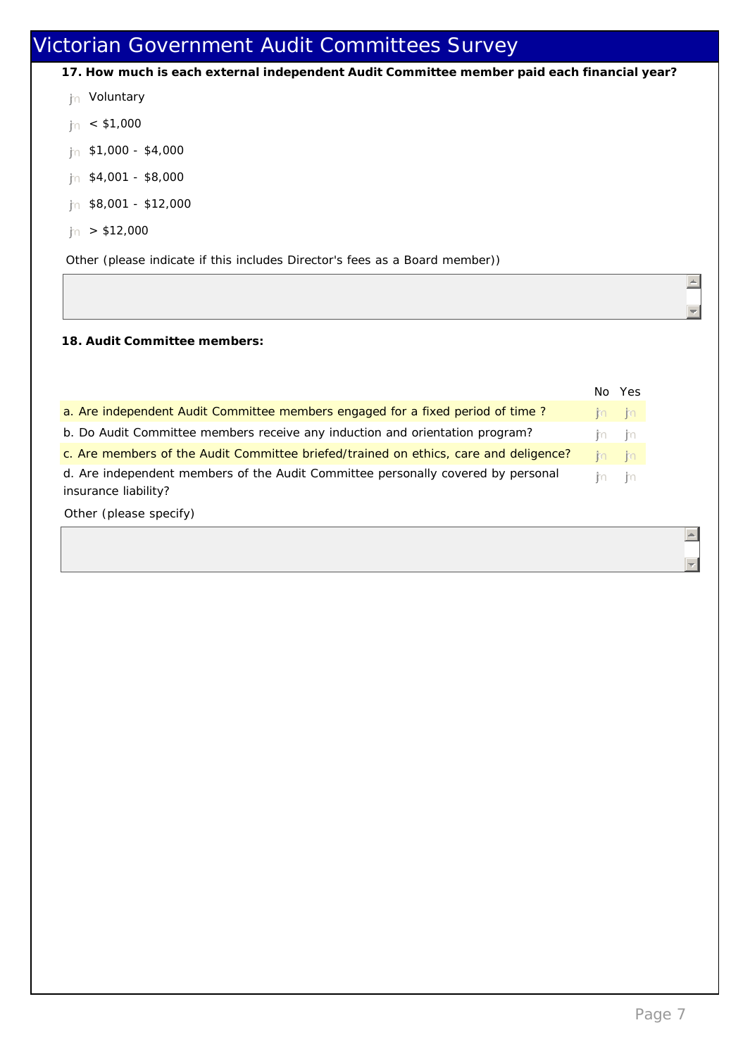# Victorian Government Audit Committees Survey

**17. How much is each external independent Audit Committee member paid each financial year?**

- Voluntary
- < $1,000
- $1,000 - $4,000
- $4,001 - $8,000
- $8,001 - $12,000
- > $12,000

Other (please indicate if this includes Director's fees as a Board member))

**18. Audit Committee members:**

| | No | Yes |
|---|---|---|
| a. Are independent Audit Committee members engaged for a fixed period of time ? | | |
| b. Do Audit Committee members receive any induction and orientation program? | | |
| c. Are members of the Audit Committee briefed/trained on ethics, care and deligence? | | |
| d. Are independent members of the Audit Committee personally covered by personal insurance liability? | | |

Other (please specify)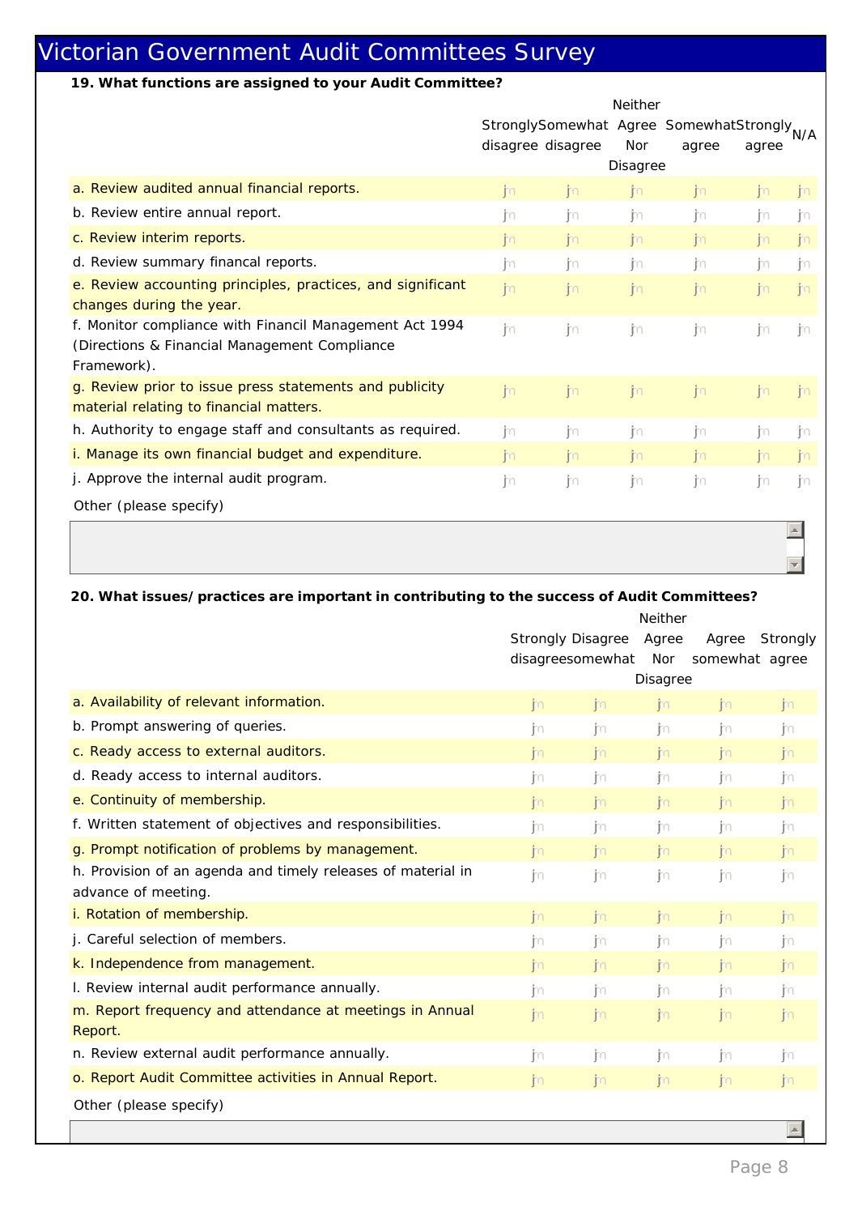# Victorian Government Audit Committees Survey

**19. What functions are assigned to your Audit Committee?**

| | Strongly disagree | Somewhat disagree | Neither Agree Nor Disagree | Somewhat agree | Strongly agree | N/A |
|---|---|---|---|---|---|---|
| a. Review audited annual financial reports. | | | | | | |
| b. Review entire annual report. | | | | | | |
| c. Review interim reports. | | | | | | |
| d. Review summary financal reports. | | | | | | |
| e. Review accounting principles, practices, and significant changes during the year. | | | | | | |
| f. Monitor compliance with Financial Management Act 1994 (Directions & Financial Management Compliance Framework). | | | | | | |
| g. Review prior to issue press statements and publicity material relating to financial matters. | | | | | | |
| h. Authority to engage staff and consultants as required. | | | | | | |
| i. Manage its own financial budget and expenditure. | | | | | | |
| j. Approve the internal audit program. | | | | | | |

Other (please specify)

**20. What issues/practices are important in contributing to the success of Audit Committees?**

| | Strongly disagree | Disagree somewhat | Neither Agree Nor Disagree | Agree somewhat | Strongly agree |
|---|---|---|---|---|---|
| a. Availability of relevant information. | | | | | |
| b. Prompt answering of queries. | | | | | |
| c. Ready access to external auditors. | | | | | |
| d. Ready access to internal auditors. | | | | | |
| e. Continuity of membership. | | | | | |
| f. Written statement of objectives and responsibilities. | | | | | |
| g. Prompt notification of problems by management. | | | | | |
| h. Provision of an agenda and timely releases of material in advance of meeting. | | | | | |
| i. Rotation of membership. | | | | | |
| j. Careful selection of members. | | | | | |
| k. Independence from management. | | | | | |
| l. Review internal audit performance annually. | | | | | |
| m. Report frequency and attendance at meetings in Annual Report. | | | | | |
| n. Review external audit performance annually. | | | | | |
| o. Report Audit Committee activities in Annual Report. | | | | | |

Other (please specify)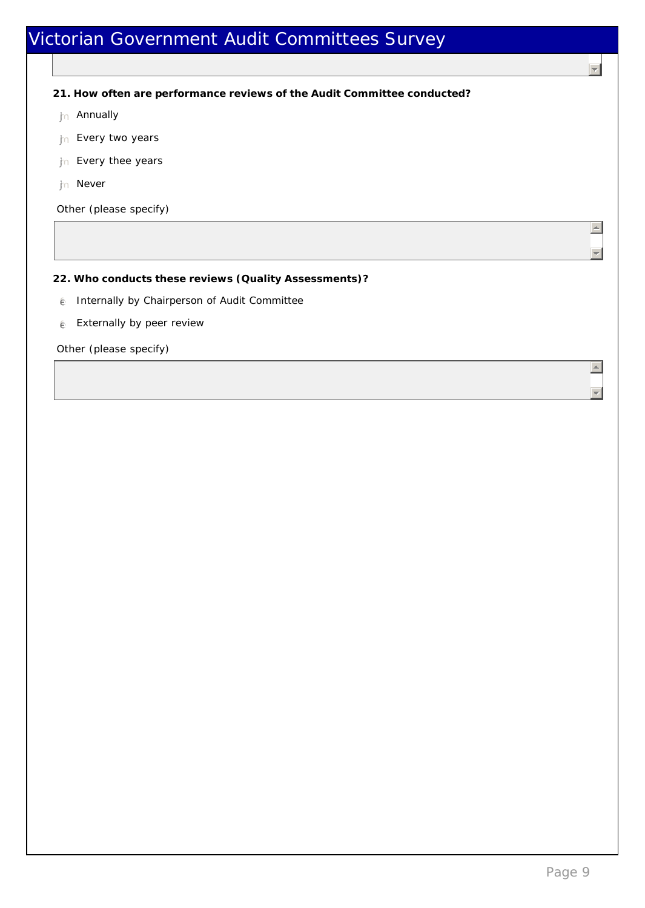**21. How often are performance reviews of the Audit Committee conducted?**

- Annually
- Every two years
- Every thee years
- Never

Other (please specify)

**22. Who conducts these reviews (Quality Assessments)?**

- Internally by Chairperson of Audit Committee
- Externally by peer review

Other (please specify)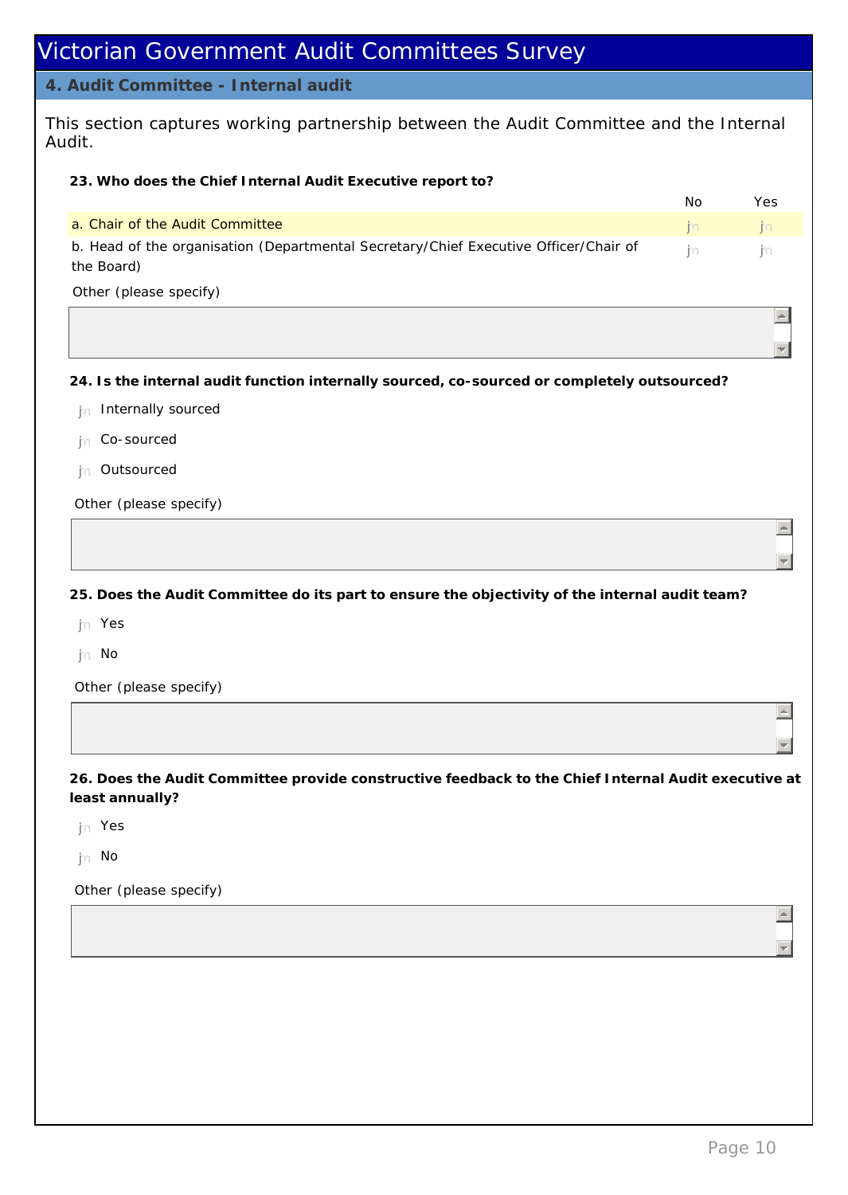# Victorian Government Audit Committees Survey

## 4. Audit Committee - Internal audit

This section captures working partnership between the Audit Committee and the Internal Audit.

**23. Who does the Chief Internal Audit Executive report to?**

| | No | Yes |
|---|---|---|
| a. Chair of the Audit Committee | | |
| b. Head of the organisation (Departmental Secretary/Chief Executive Officer/Chair of the Board) | | |

Other (please specify)

**24. Is the internal audit function internally sourced, co-sourced or completely outsourced?**

- Internally sourced
- Co-sourced
- Outsourced

Other (please specify)

**25. Does the Audit Committee do its part to ensure the objectivity of the internal audit team?**

- Yes
- No

Other (please specify)

**26. Does the Audit Committee provide constructive feedback to the Chief Internal Audit executive at least annually?**

- Yes
- No

Other (please specify)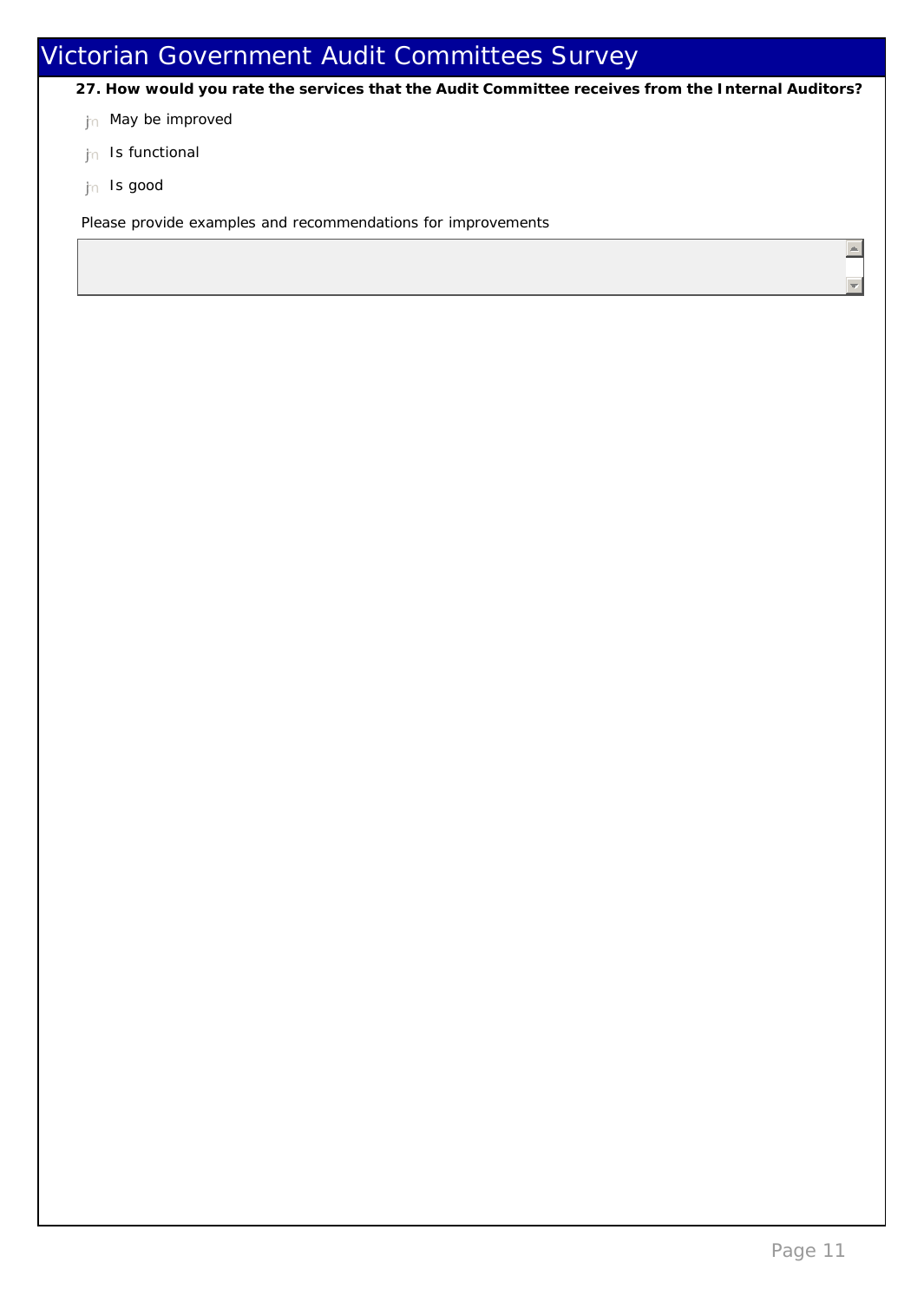# Victorian Government Audit Committees Survey

**27. How would you rate the services that the Audit Committee receives from the Internal Auditors?**

- May be improved
- Is functional
- Is good

Please provide examples and recommendations for improvements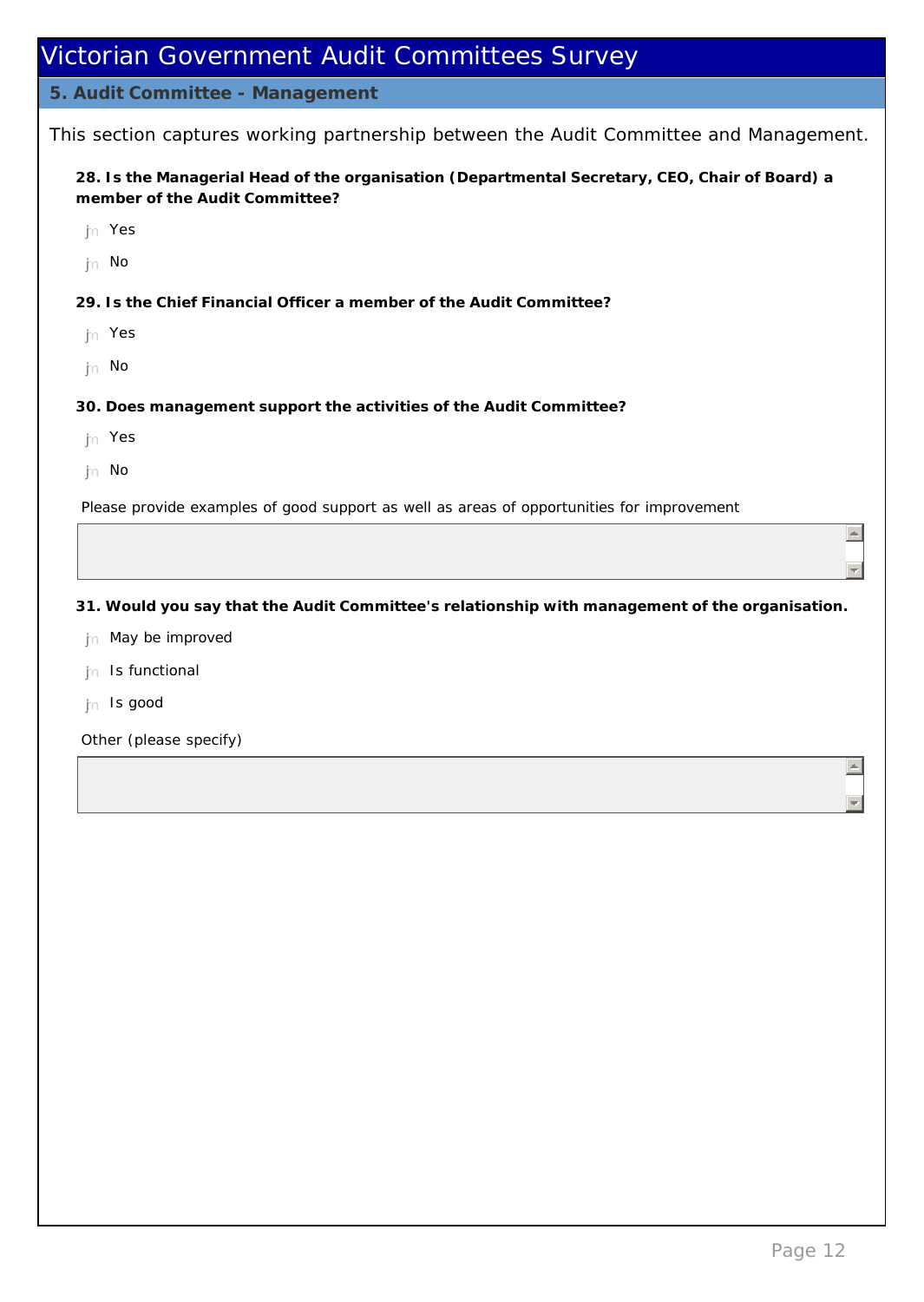# Victorian Government Audit Committees Survey

## 5. Audit Committee - Management

This section captures working partnership between the Audit Committee and Management.

**28. Is the Managerial Head of the organisation (Departmental Secretary, CEO, Chair of Board) a member of the Audit Committee?**

- Yes
- No

**29. Is the Chief Financial Officer a member of the Audit Committee?**

- Yes
- No

**30. Does management support the activities of the Audit Committee?**

- Yes
- No

Please provide examples of good support as well as areas of opportunities for improvement

**31. Would you say that the Audit Committee's relationship with management of the organisation.**

- May be improved
- Is functional
- Is good

Other (please specify)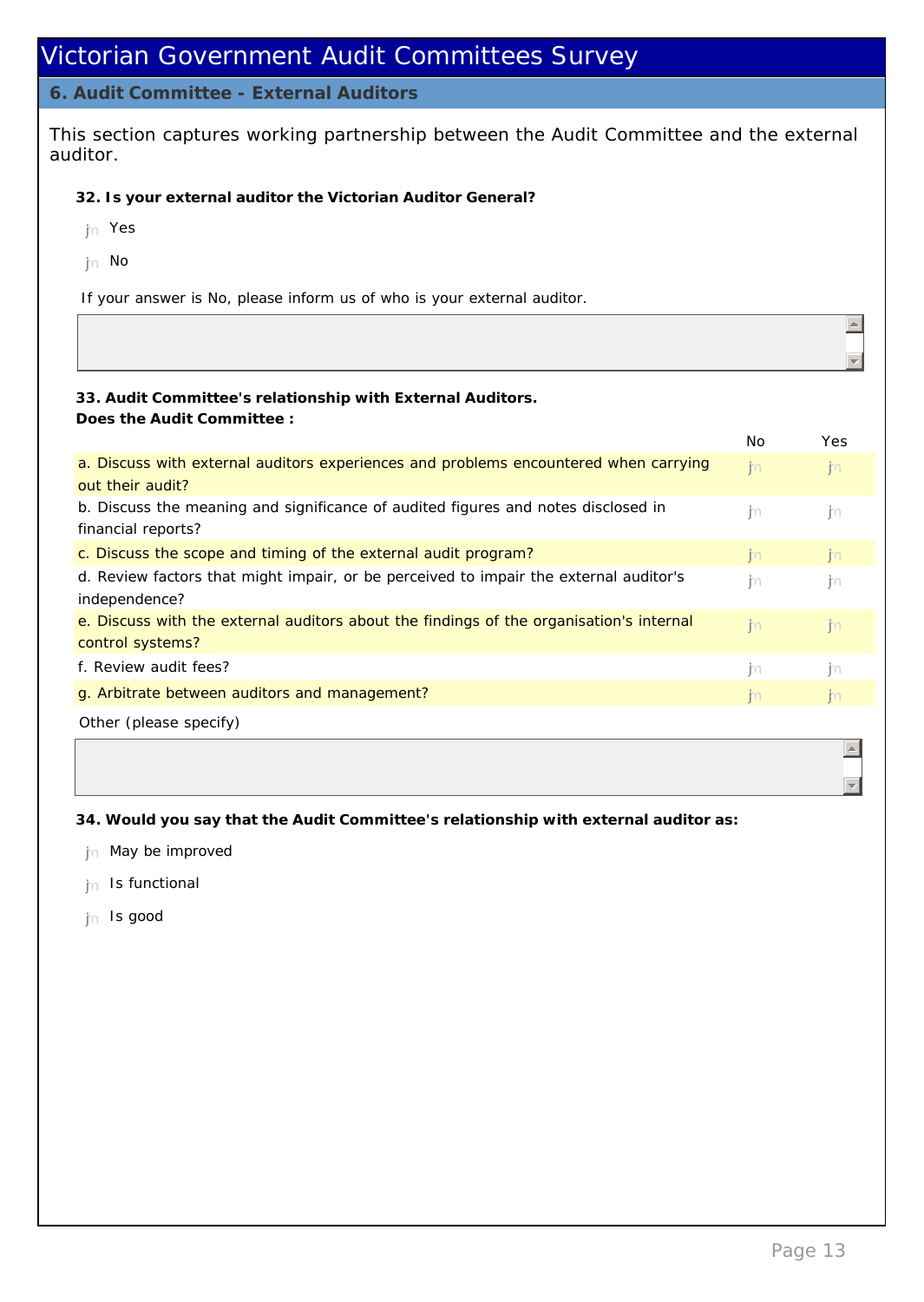# Victorian Government Audit Committees Survey

## 6. Audit Committee - External Auditors

This section captures working partnership between the Audit Committee and the external auditor.

**32. Is your external auditor the Victorian Auditor General?**

- Yes
- No

If your answer is No, please inform us of who is your external auditor.

**33. Audit Committee's relationship with External Auditors.**
**Does the Audit Committee :**

| | No | Yes |
|---|---|---|
| a. Discuss with external auditors experiences and problems encountered when carrying out their audit? | | |
| b. Discuss the meaning and significance of audited figures and notes disclosed in financial reports? | | |
| c. Discuss the scope and timing of the external audit program? | | |
| d. Review factors that might impair, or be perceived to impair the external auditor's independence? | | |
| e. Discuss with the external auditors about the findings of the organisation's internal control systems? | | |
| f. Review audit fees? | | |
| g. Arbitrate between auditors and management? | | |

Other (please specify)

**34. Would you say that the Audit Committee's relationship with external auditor as:**

- May be improved
- Is functional
- Is good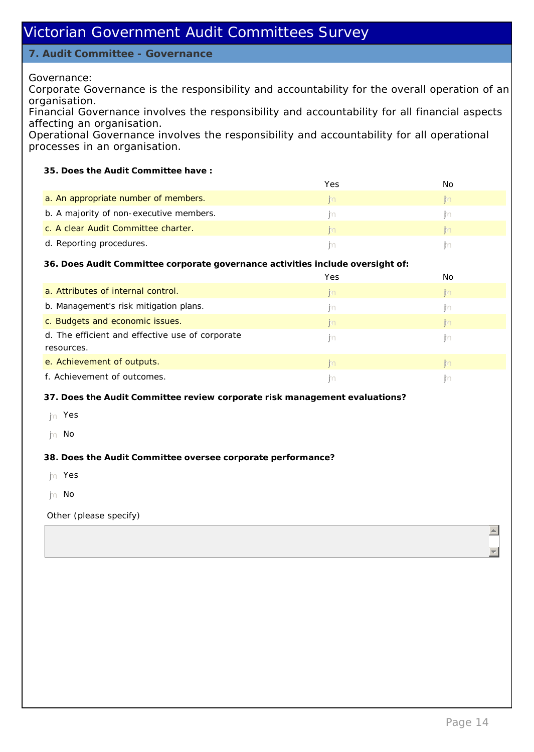# Victorian Government Audit Committees Survey

## 7. Audit Committee - Governance

Governance:
Corporate Governance is the responsibility and accountability for the overall operation of an organisation.
Financial Governance involves the responsibility and accountability for all financial aspects affecting an organisation.
Operational Governance involves the responsibility and accountability for all operational processes in an organisation.

**35. Does the Audit Committee have :**

| | Yes | No |
|---|---|---|
| a. An appropriate number of members. | | |
| b. A majority of non-executive members. | | |
| c. A clear Audit Committee charter. | | |
| d. Reporting procedures. | | |

**36. Does Audit Committee corporate governance activities include oversight of:**

| | Yes | No |
|---|---|---|
| a. Attributes of internal control. | | |
| b. Management's risk mitigation plans. | | |
| c. Budgets and economic issues. | | |
| d. The efficient and effective use of corporate resources. | | |
| e. Achievement of outputs. | | |
| f. Achievement of outcomes. | | |

**37. Does the Audit Committee review corporate risk management evaluations?**

- Yes
- No

**38. Does the Audit Committee oversee corporate performance?**

- Yes
- No

Other (please specify)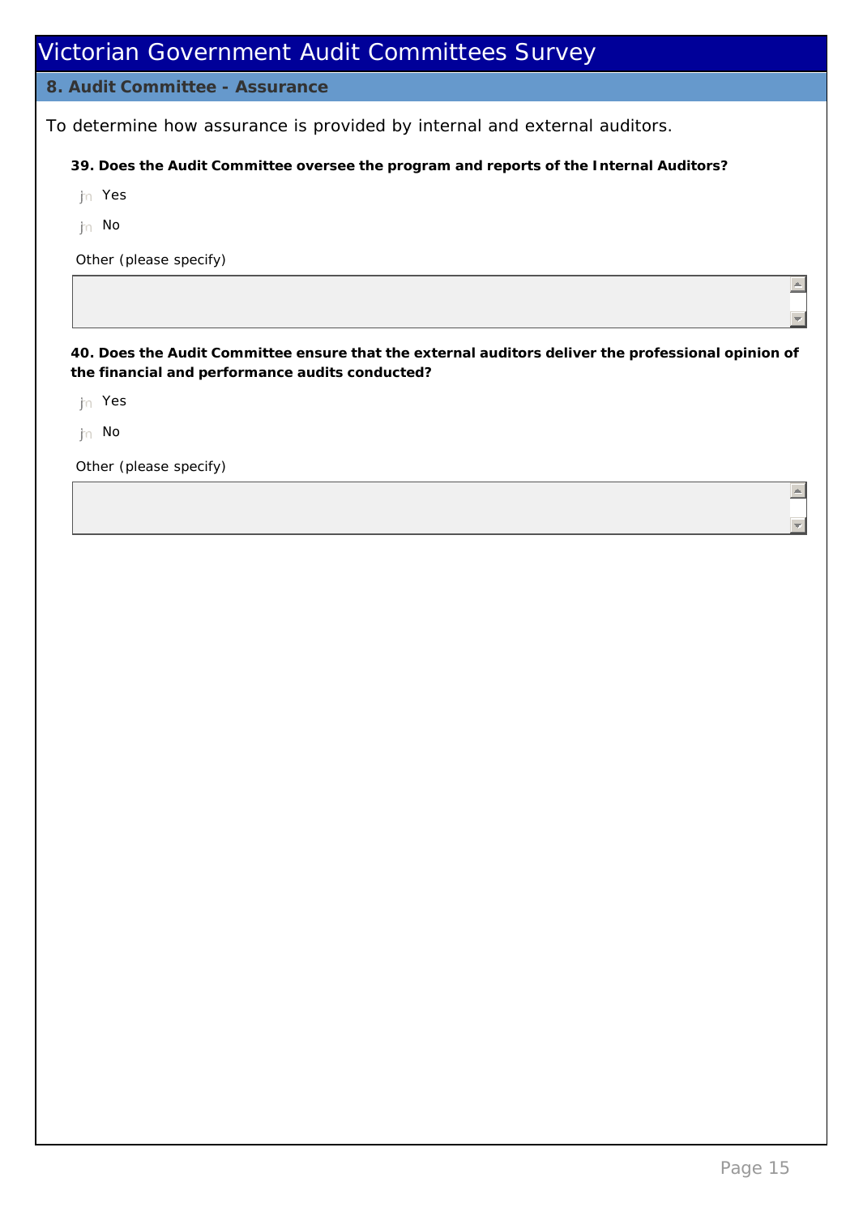# Victorian Government Audit Committees Survey

## 8. Audit Committee - Assurance

To determine how assurance is provided by internal and external auditors.

**39. Does the Audit Committee oversee the program and reports of the Internal Auditors?**

- Yes
- No

Other (please specify)

**40. Does the Audit Committee ensure that the external auditors deliver the professional opinion of the financial and performance audits conducted?**

- Yes
- No

Other (please specify)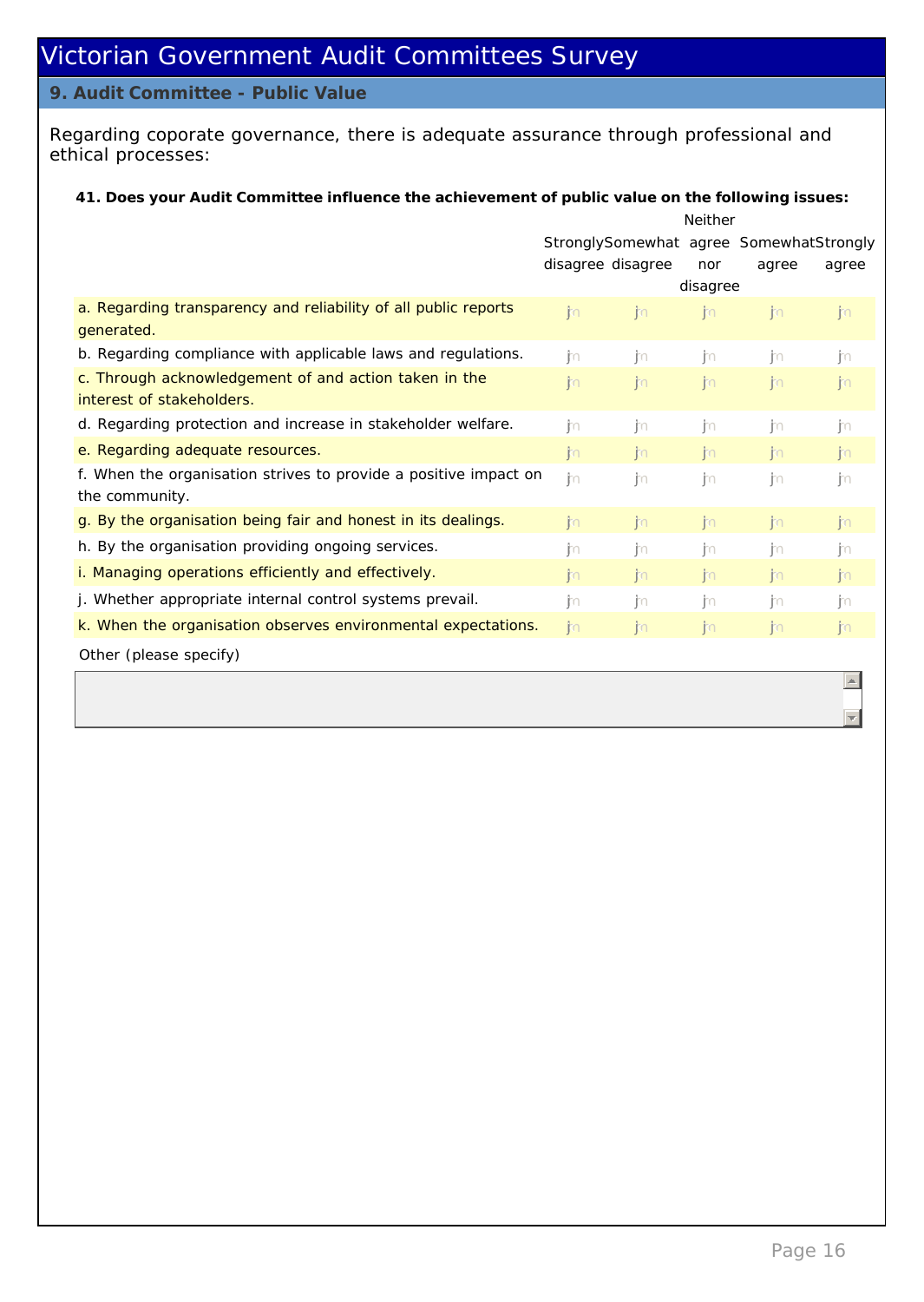# Victorian Government Audit Committees Survey

## 9. Audit Committee - Public Value

Regarding coporate governance, there is adequate assurance through professional and ethical processes:

**41. Does your Audit Committee influence the achievement of public value on the following issues:**

| | Strongly disagree | Somewhat disagree | Neither agree nor disagree | Somewhat agree | Strongly agree |
|---|---|---|---|---|---|
| a. Regarding transparency and reliability of all public reports generated. | | | | | |
| b. Regarding compliance with applicable laws and regulations. | | | | | |
| c. Through acknowledgement of and action taken in the interest of stakeholders. | | | | | |
| d. Regarding protection and increase in stakeholder welfare. | | | | | |
| e. Regarding adequate resources. | | | | | |
| f. When the organisation strives to provide a positive impact on the community. | | | | | |
| g. By the organisation being fair and honest in its dealings. | | | | | |
| h. By the organisation providing ongoing services. | | | | | |
| i. Managing operations efficiently and effectively. | | | | | |
| j. Whether appropriate internal control systems prevail. | | | | | |
| k. When the organisation observes environmental expectations. | | | | | |

Other (please specify)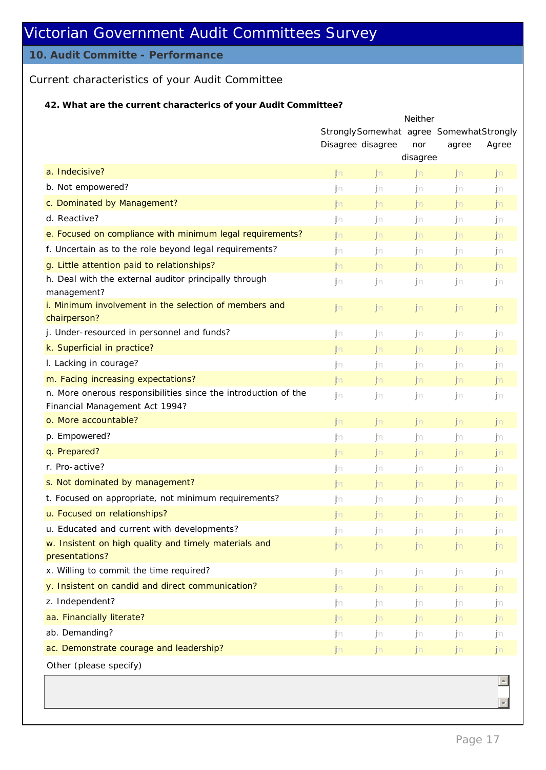# Victorian Government Audit Committees Survey

## 10. Audit Committe - Performance

Current characteristics of your Audit Committee

**42. What are the current characterics of your Audit Committee?**

| | Strongly Disagree | Somewhat disagree | Neither agree nor disagree | Somewhat agree | Strongly Agree |
|---|---|---|---|---|---|
| a. Indecisive? | | | | | |
| b. Not empowered? | | | | | |
| c. Dominated by Management? | | | | | |
| d. Reactive? | | | | | |
| e. Focused on compliance with minimum legal requirements? | | | | | |
| f. Uncertain as to the role beyond legal requirements? | | | | | |
| g. Little attention paid to relationships? | | | | | |
| h. Deal with the external auditor principally through management? | | | | | |
| i. Minimum involvement in the selection of members and chairperson? | | | | | |
| j. Under-resourced in personnel and funds? | | | | | |
| k. Superficial in practice? | | | | | |
| l. Lacking in courage? | | | | | |
| m. Facing increasing expectations? | | | | | |
| n. More onerous responsibilities since the introduction of the Financial Management Act 1994? | | | | | |
| o. More accountable? | | | | | |
| p. Empowered? | | | | | |
| q. Prepared? | | | | | |
| r. Pro-active? | | | | | |
| s. Not dominated by management? | | | | | |
| t. Focused on appropriate, not minimum requirements? | | | | | |
| u. Focused on relationships? | | | | | |
| u. Educated and current with developments? | | | | | |
| w. Insistent on high quality and timely materials and presentations? | | | | | |
| x. Willing to commit the time required? | | | | | |
| y. Insistent on candid and direct communication? | | | | | |
| z. Independent? | | | | | |
| aa. Financially literate? | | | | | |
| ab. Demanding? | | | | | |
| ac. Demonstrate courage and leadership? | | | | | |

Other (please specify)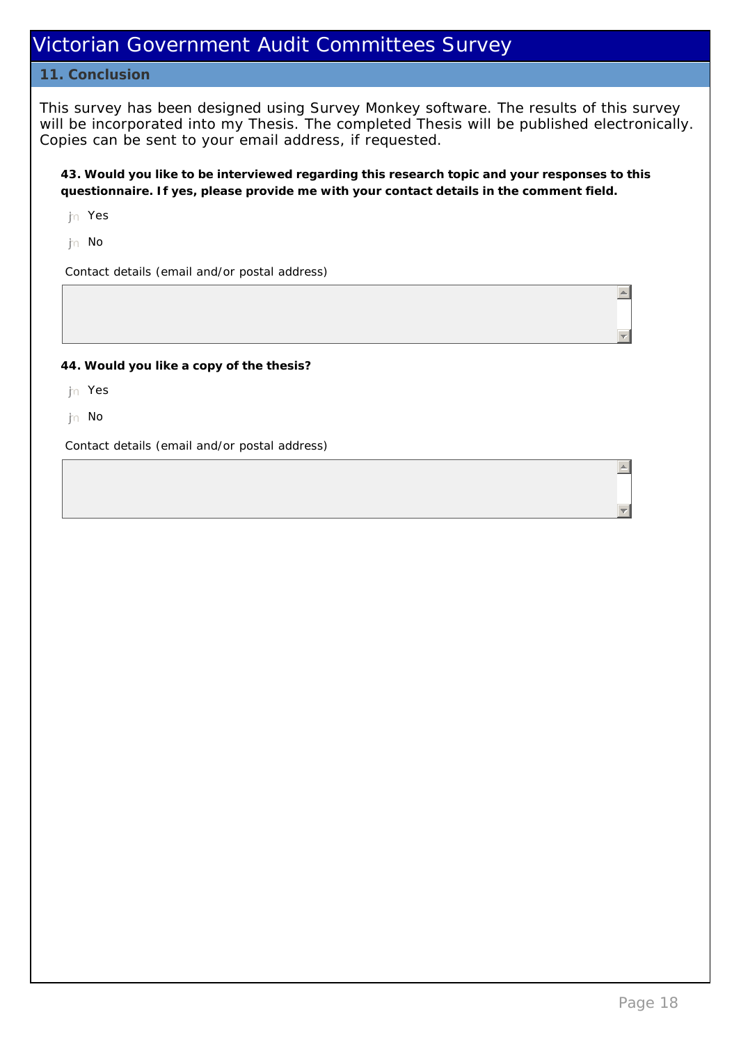# Victorian Government Audit Committees Survey

## 11. Conclusion

This survey has been designed using Survey Monkey software. The results of this survey will be incorporated into my Thesis. The completed Thesis will be published electronically. Copies can be sent to your email address, if requested.

**43. Would you like to be interviewed regarding this research topic and your responses to this questionnaire. If yes, please provide me with your contact details in the comment field.**

- Yes
- No

Contact details (email and/or postal address)

**44. Would you like a copy of the thesis?**

- Yes
- No

Contact details (email and/or postal address)